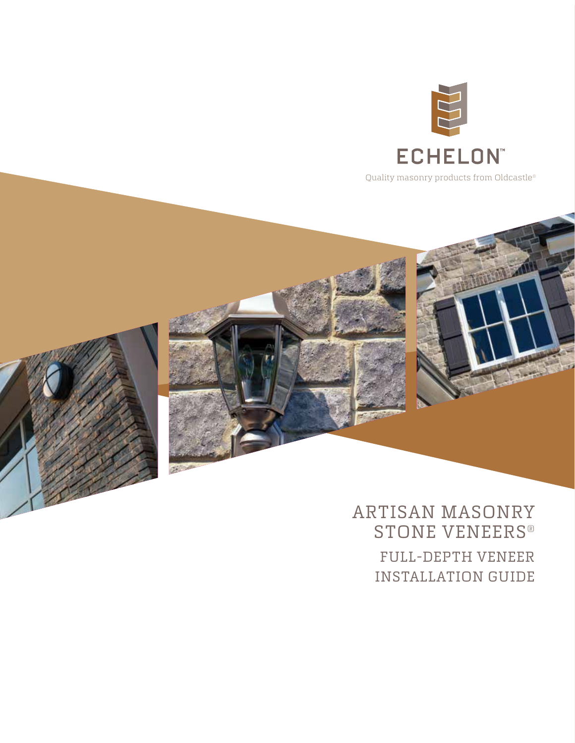ECHELON™

Quality masonry products from Oldcastle®

# ARTISAN MASONRY STONE VENEERS®

## FULL-DEPTH VENEER INSTALLATION GUIDE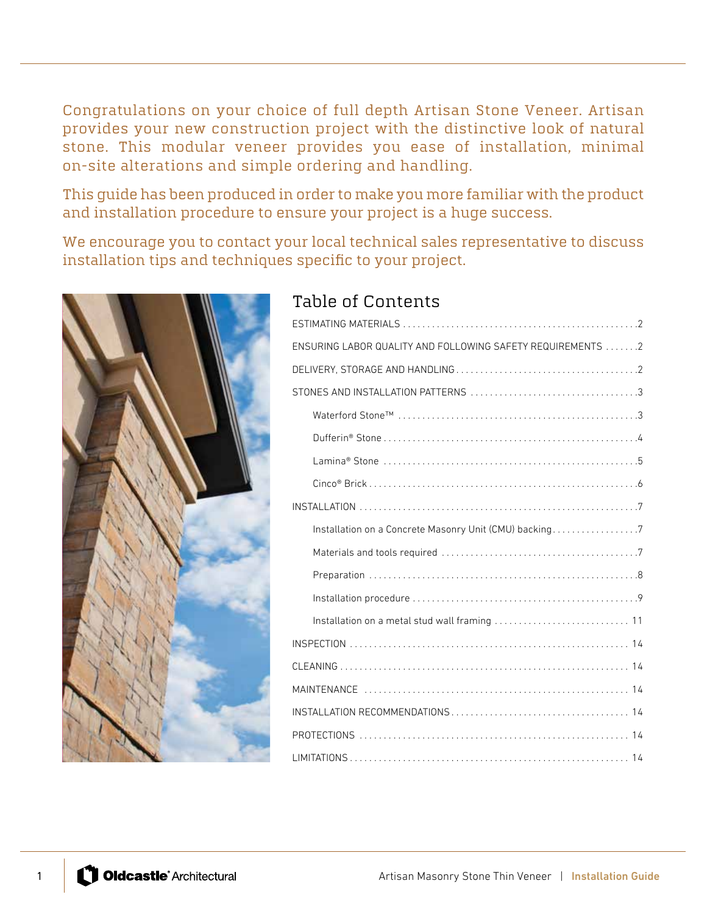Congratulations on your choice of full depth Artisan Stone Veneer. Artisan provides your new construction project with the distinctive look of natural stone. This modular veneer provides you ease of installation, minimal on-site alterations and simple ordering and handling.

This guide has been produced in order to make you more familiar with the product and installation procedure to ensure your project is a huge success.

We encourage you to contact your local technical sales representative to discuss installation tips and techniques specific to your project.

## Table of Contents

- ESTIMATING MATERIALS ....... 2
- ENSURING LABOR QUALITY AND FOLLOWING SAFETY REQUIREMENTS ....... 2
- DELIVERY, STORAGE AND HANDLING ....... 2
- STONES AND INSTALLATION PATTERNS ....... 3
  - Waterford Stone™ ....... 3
  - Dufferin® Stone ....... 4
  - Lamina® Stone ....... 5
  - Cinco® Brick ....... 6
- INSTALLATION ....... 7
  - Installation on a Concrete Masonry Unit (CMU) backing ....... 7
  - Materials and tools required ....... 7
  - Preparation ....... 8
  - Installation procedure ....... 9
  - Installation on a metal stud wall framing ....... 11
- INSPECTION ....... 14
- CLEANING ....... 14
- MAINTENANCE ....... 14
- INSTALLATION RECOMMENDATIONS ....... 14
- PROTECTIONS ....... 14
- LIMITATIONS ....... 14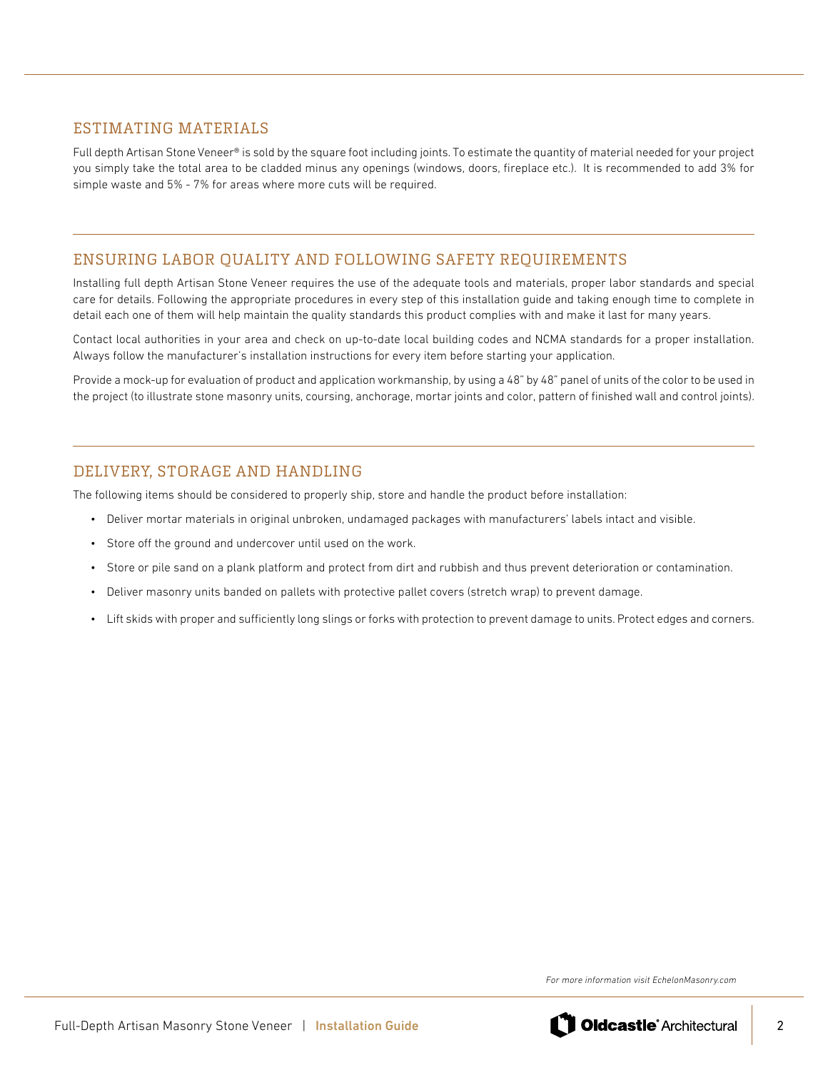## ESTIMATING MATERIALS

Full depth Artisan Stone Veneer® is sold by the square foot including joints. To estimate the quantity of material needed for your project you simply take the total area to be cladded minus any openings (windows, doors, fireplace etc.). It is recommended to add 3% for simple waste and 5% - 7% for areas where more cuts will be required.

## ENSURING LABOR QUALITY AND FOLLOWING SAFETY REQUIREMENTS

Installing full depth Artisan Stone Veneer requires the use of the adequate tools and materials, proper labor standards and special care for details. Following the appropriate procedures in every step of this installation guide and taking enough time to complete in detail each one of them will help maintain the quality standards this product complies with and make it last for many years.

Contact local authorities in your area and check on up-to-date local building codes and NCMA standards for a proper installation. Always follow the manufacturer's installation instructions for every item before starting your application.

Provide a mock-up for evaluation of product and application workmanship, by using a 48" by 48" panel of units of the color to be used in the project (to illustrate stone masonry units, coursing, anchorage, mortar joints and color, pattern of finished wall and control joints).

## DELIVERY, STORAGE AND HANDLING

The following items should be considered to properly ship, store and handle the product before installation:

- Deliver mortar materials in original unbroken, undamaged packages with manufacturers' labels intact and visible.
- Store off the ground and undercover until used on the work.
- Store or pile sand on a plank platform and protect from dirt and rubbish and thus prevent deterioration or contamination.
- Deliver masonry units banded on pallets with protective pallet covers (stretch wrap) to prevent damage.
- Lift skids with proper and sufficiently long slings or forks with protection to prevent damage to units. Protect edges and corners.

*For more information visit EchelonMasonry.com*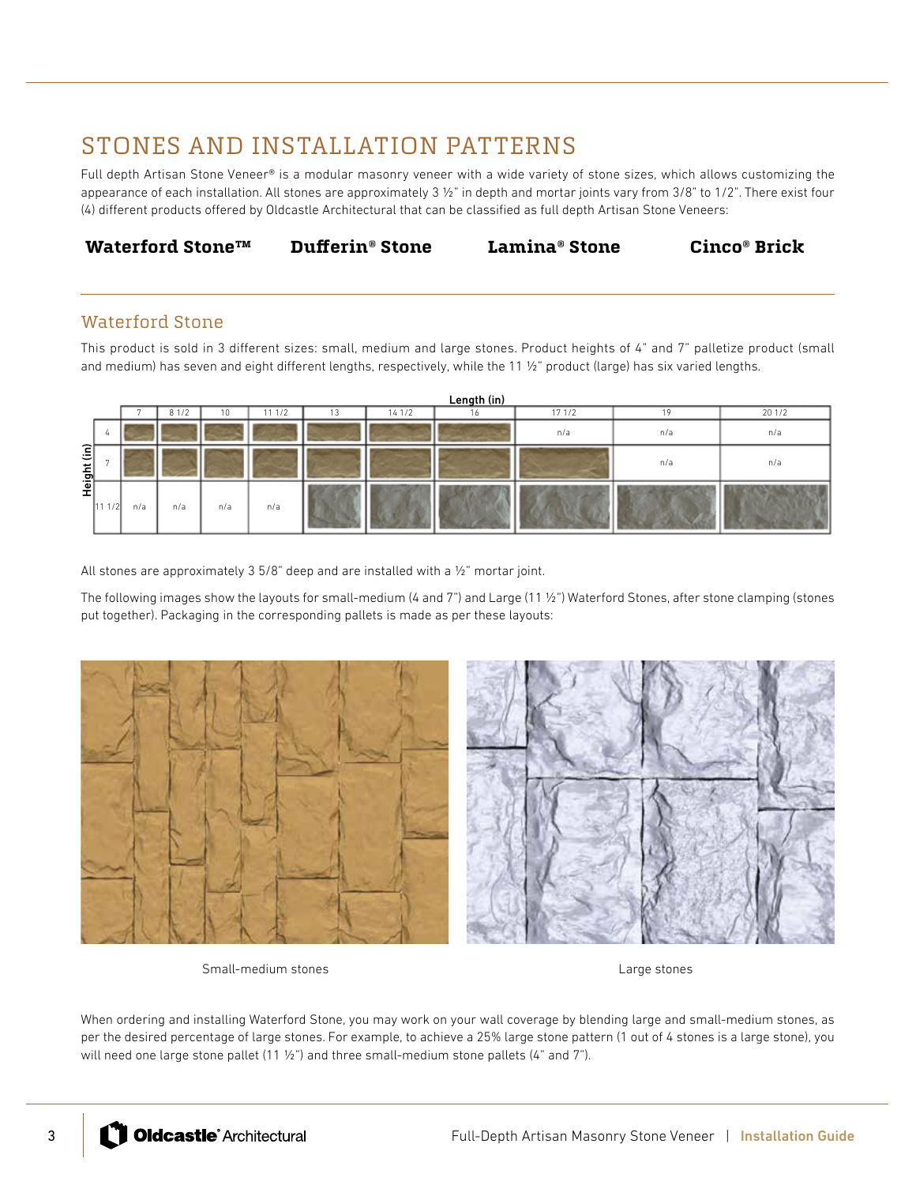# STONES AND INSTALLATION PATTERNS

Full depth Artisan Stone Veneer® is a modular masonry veneer with a wide variety of stone sizes, which allows customizing the appearance of each installation. All stones are approximately 3 ½" in depth and mortar joints vary from 3/8" to 1/2". There exist four (4) different products offered by Oldcastle Architectural that can be classified as full depth Artisan Stone Veneers:

**Waterford Stone™** **Dufferin® Stone** **Lamina® Stone** **Cinco® Brick**

## Waterford Stone

This product is sold in 3 different sizes: small, medium and large stones. Product heights of 4" and 7" palletize product (small and medium) has seven and eight different lengths, respectively, while the 11 ½" product (large) has six varied lengths.

| Height (in) \ Length (in) | 7 | 8 1/2 | 10 | 11 1/2 | 13 | 14 1/2 | 16 | 17 1/2 | 19 | 20 1/2 |
|---|---|---|---|---|---|---|---|---|---|---|
| 4 | | | | | | | | n/a | n/a | n/a |
| 7 | | | | | | | | | n/a | n/a |
| 11 1/2 | n/a | n/a | n/a | n/a | | | | | | |

All stones are approximately 3 5/8" deep and are installed with a ½" mortar joint.

The following images show the layouts for small-medium (4 and 7") and Large (11 ½") Waterford Stones, after stone clamping (stones put together). Packaging in the corresponding pallets is made as per these layouts:

Small-medium stones

Large stones

When ordering and installing Waterford Stone, you may work on your wall coverage by blending large and small-medium stones, as per the desired percentage of large stones. For example, to achieve a 25% large stone pattern (1 out of 4 stones is a large stone), you will need one large stone pallet (11 ½") and three small-medium stone pallets (4" and 7").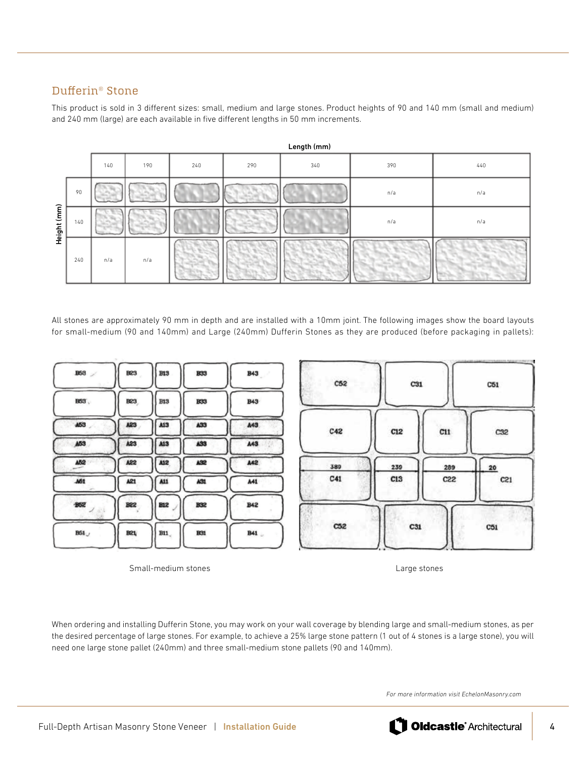## Dufferin® Stone

This product is sold in 3 different sizes: small, medium and large stones. Product heights of 90 and 140 mm (small and medium) and 240 mm (large) are each available in five different lengths in 50 mm increments.

| Height (mm) \ Length (mm) | 140 | 190 | 240 | 290 | 340 | 390 | 440 |
|---|---|---|---|---|---|---|---|
| 90 | | | | | | n/a | n/a |
| 140 | | | | | | n/a | n/a |
| 240 | n/a | n/a | | | | | |

All stones are approximately 90 mm in depth and are installed with a 10mm joint. The following images show the board layouts for small-medium (90 and 140mm) and Large (240mm) Dufferin Stones as they are produced (before packaging in pallets):

| B53 | B23 | B13 | B33 | B43 |
|---|---|---|---|---|
| B53 | B23 | B13 | B33 | B43 |
| A53 | A23 | A13 | A33 | A43 |
| A53 | A23 | A13 | A33 | A43 |
| A52 | A22 | A12 | A32 | A42 |
| A51 | A21 | A11 | A31 | A41 |
| B52 | B22 | B12 | B32 | B42 |
| B51 | B21 | B11 | B31 | B41 |

Small-medium stones

| C52 | C31 | C51 | |
|---|---|---|---|
| C42 | C12 | C11 | C32 |
| 389 C41 | 239 C13 | 289 C22 | 20 C21 |
| C52 | C31 | C51 | |

Large stones

When ordering and installing Dufferin Stone, you may work on your wall coverage by blending large and small-medium stones, as per the desired percentage of large stones. For example, to achieve a 25% large stone pattern (1 out of 4 stones is a large stone), you will need one large stone pallet (240mm) and three small-medium stone pallets (90 and 140mm).

*For more information visit EchelonMasonry.com*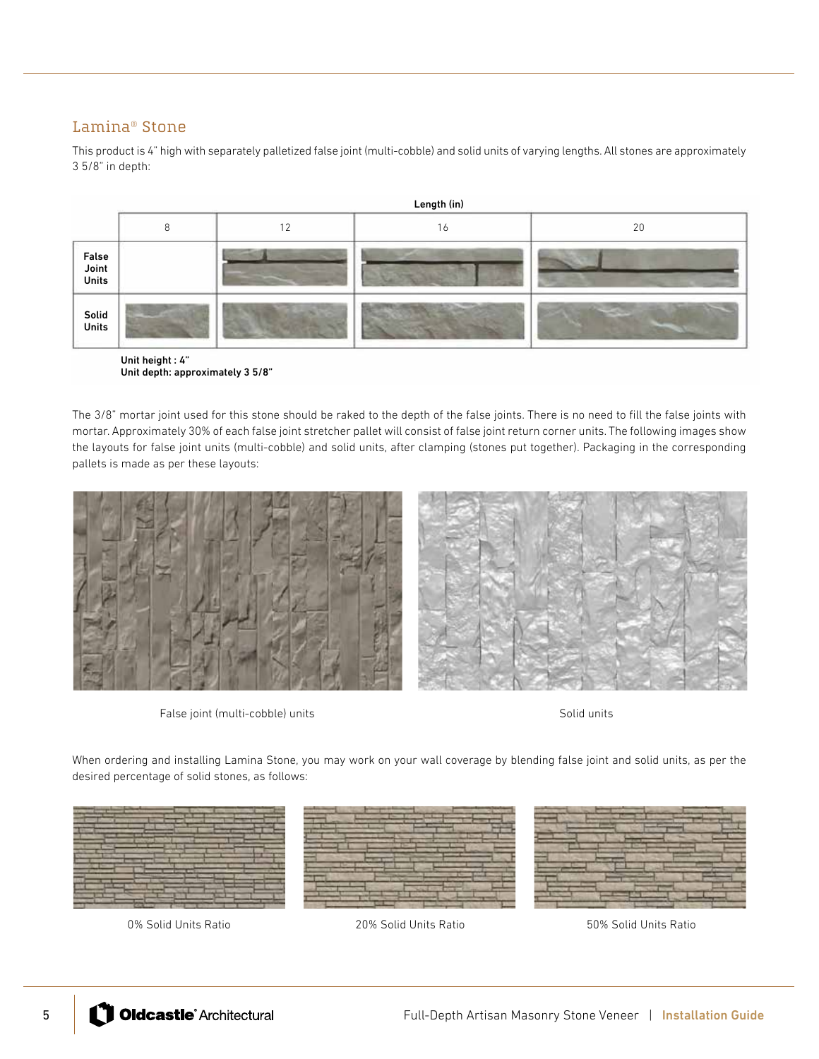## Lamina® Stone

This product is 4" high with separately palletized false joint (multi-cobble) and solid units of varying lengths. All stones are approximately 3 5/8" in depth:

| | Length (in) | | | |
|---|---|---|---|---|
| | 8 | 12 | 16 | 20 |
| False Joint Units | | | | |
| Solid Units | | | | |

Unit height : 4"
Unit depth: approximately 3 5/8"

The 3/8" mortar joint used for this stone should be raked to the depth of the false joints. There is no need to fill the false joints with mortar. Approximately 30% of each false joint stretcher pallet will consist of false joint return corner units. The following images show the layouts for false joint units (multi-cobble) and solid units, after clamping (stones put together). Packaging in the corresponding pallets is made as per these layouts:

False joint (multi-cobble) units

Solid units

When ordering and installing Lamina Stone, you may work on your wall coverage by blending false joint and solid units, as per the desired percentage of solid stones, as follows:

0% Solid Units Ratio

20% Solid Units Ratio

50% Solid Units Ratio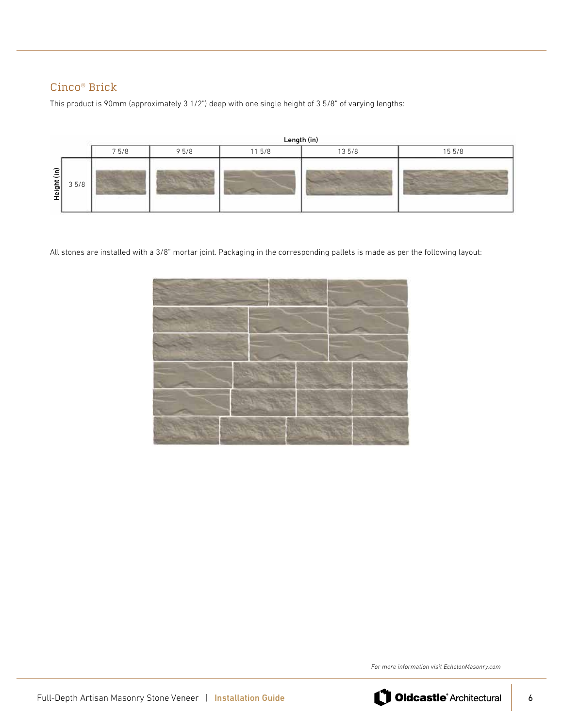## Cinco® Brick

This product is 90mm (approximately 3 1/2") deep with one single height of 3 5/8" of varying lengths:

| | Length (in) | | | | |
|---|---|---|---|---|---|
| Height (in) | 7 5/8 | 9 5/8 | 11 5/8 | 13 5/8 | 15 5/8 |
| 3 5/8 | | | | | |

All stones are installed with a 3/8" mortar joint. Packaging in the corresponding pallets is made as per the following layout:

*For more information visit EchelonMasonry.com*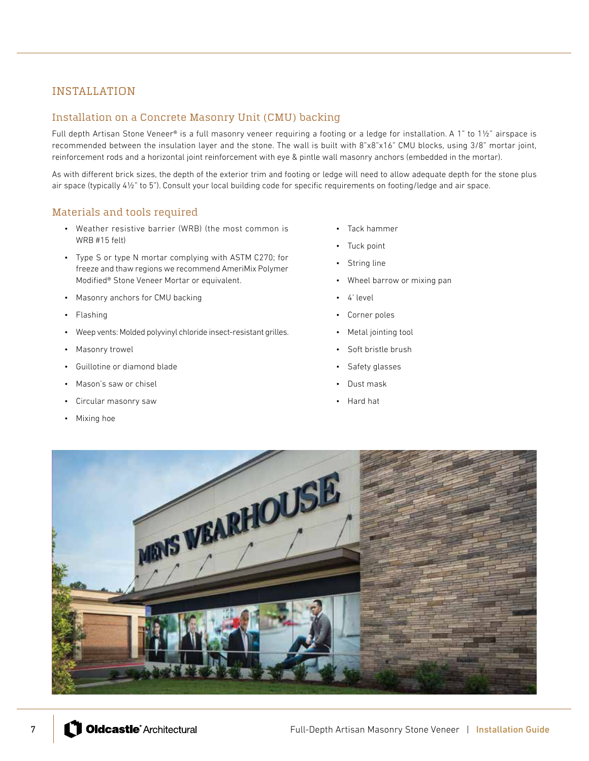## INSTALLATION

### Installation on a Concrete Masonry Unit (CMU) backing

Full depth Artisan Stone Veneer® is a full masonry veneer requiring a footing or a ledge for installation. A 1" to 1½" airspace is recommended between the insulation layer and the stone. The wall is built with 8"x8"x16" CMU blocks, using 3/8" mortar joint, reinforcement rods and a horizontal joint reinforcement with eye & pintle wall masonry anchors (embedded in the mortar).

As with different brick sizes, the depth of the exterior trim and footing or ledge will need to allow adequate depth for the stone plus air space (typically 4½" to 5"). Consult your local building code for specific requirements on footing/ledge and air space.

### Materials and tools required

- Weather resistive barrier (WRB) (the most common is WRB #15 felt)
- Type S or type N mortar complying with ASTM C270; for freeze and thaw regions we recommend AmeriMix Polymer Modified® Stone Veneer Mortar or equivalent.
- Masonry anchors for CMU backing
- Flashing
- Weep vents: Molded polyvinyl chloride insect-resistant grilles.
- Masonry trowel
- Guillotine or diamond blade
- Mason's saw or chisel
- Circular masonry saw
- Mixing hoe
- Tack hammer
- Tuck point
- String line
- Wheel barrow or mixing pan
- 4' level
- Corner poles
- Metal jointing tool
- Soft bristle brush
- Safety glasses
- Dust mask
- Hard hat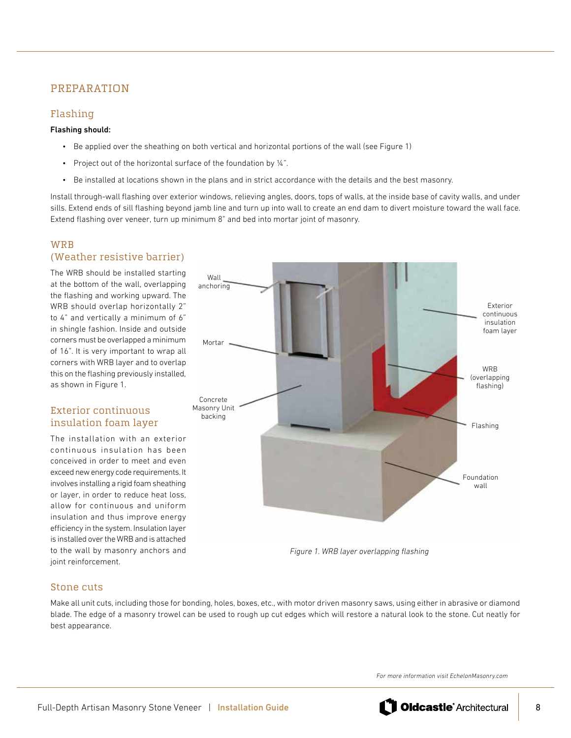## PREPARATION

### Flashing

**Flashing should:**

- Be applied over the sheathing on both vertical and horizontal portions of the wall (see Figure 1)
- Project out of the horizontal surface of the foundation by ¼".
- Be installed at locations shown in the plans and in strict accordance with the details and the best masonry.

Install through-wall flashing over exterior windows, relieving angles, doors, tops of walls, at the inside base of cavity walls, and under sills. Extend ends of sill flashing beyond jamb line and turn up into wall to create an end dam to divert moisture toward the wall face. Extend flashing over veneer, turn up minimum 8" and bed into mortar joint of masonry.

### WRB (Weather resistive barrier)

The WRB should be installed starting at the bottom of the wall, overlapping the flashing and working upward. The WRB should overlap horizontally 2" to 4" and vertically a minimum of 6" in shingle fashion. Inside and outside corners must be overlapped a minimum of 16". It is very important to wrap all corners with WRB layer and to overlap this on the flashing previously installed, as shown in Figure 1.

### Exterior continuous insulation foam layer

The installation with an exterior continuous insulation has been conceived in order to meet and even exceed new energy code requirements. It involves installing a rigid foam sheathing or layer, in order to reduce heat loss, allow for continuous and uniform insulation and thus improve energy efficiency in the system. Insulation layer is installed over the WRB and is attached to the wall by masonry anchors and joint reinforcement.

Wall anchoring

Mortar

Concrete Masonry Unit backing

Exterior continuous insulation foam layer

WRB (overlapping flashing)

Flashing

Foundation wall

*Figure 1. WRB layer overlapping flashing*

### Stone cuts

Make all unit cuts, including those for bonding, holes, boxes, etc., with motor driven masonry saws, using either in abrasive or diamond blade. The edge of a masonry trowel can be used to rough up cut edges which will restore a natural look to the stone. Cut neatly for best appearance.

*For more information visit EchelonMasonry.com*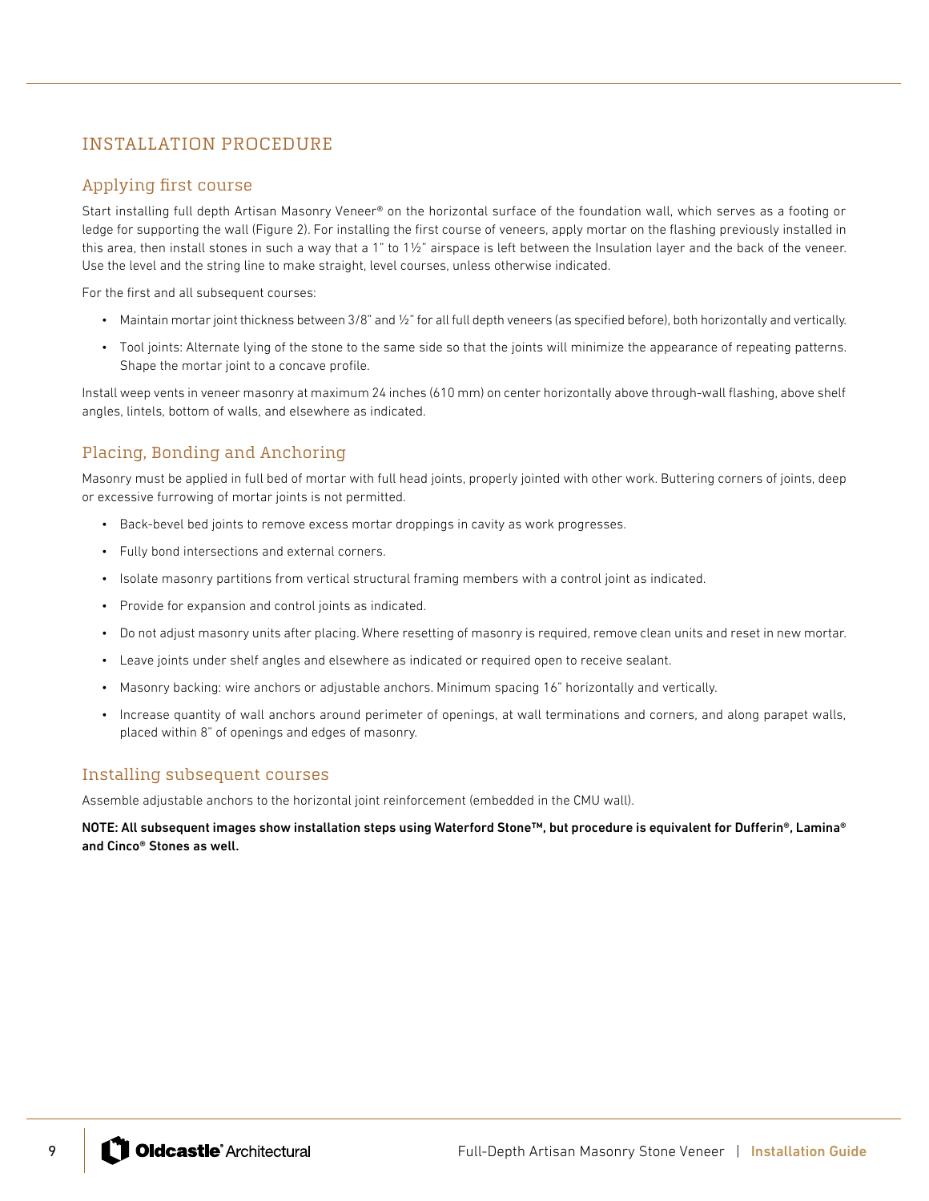# INSTALLATION PROCEDURE

## Applying first course

Start installing full depth Artisan Masonry Veneer® on the horizontal surface of the foundation wall, which serves as a footing or ledge for supporting the wall (Figure 2). For installing the first course of veneers, apply mortar on the flashing previously installed in this area, then install stones in such a way that a 1" to 1½" airspace is left between the Insulation layer and the back of the veneer. Use the level and the string line to make straight, level courses, unless otherwise indicated.

For the first and all subsequent courses:

- Maintain mortar joint thickness between 3/8" and ½" for all full depth veneers (as specified before), both horizontally and vertically.
- Tool joints: Alternate lying of the stone to the same side so that the joints will minimize the appearance of repeating patterns. Shape the mortar joint to a concave profile.

Install weep vents in veneer masonry at maximum 24 inches (610 mm) on center horizontally above through-wall flashing, above shelf angles, lintels, bottom of walls, and elsewhere as indicated.

## Placing, Bonding and Anchoring

Masonry must be applied in full bed of mortar with full head joints, properly jointed with other work. Buttering corners of joints, deep or excessive furrowing of mortar joints is not permitted.

- Back-bevel bed joints to remove excess mortar droppings in cavity as work progresses.
- Fully bond intersections and external corners.
- Isolate masonry partitions from vertical structural framing members with a control joint as indicated.
- Provide for expansion and control joints as indicated.
- Do not adjust masonry units after placing. Where resetting of masonry is required, remove clean units and reset in new mortar.
- Leave joints under shelf angles and elsewhere as indicated or required open to receive sealant.
- Masonry backing: wire anchors or adjustable anchors. Minimum spacing 16" horizontally and vertically.
- Increase quantity of wall anchors around perimeter of openings, at wall terminations and corners, and along parapet walls, placed within 8" of openings and edges of masonry.

## Installing subsequent courses

Assemble adjustable anchors to the horizontal joint reinforcement (embedded in the CMU wall).

**NOTE: All subsequent images show installation steps using Waterford Stone™, but procedure is equivalent for Dufferin®, Lamina® and Cinco® Stones as well.**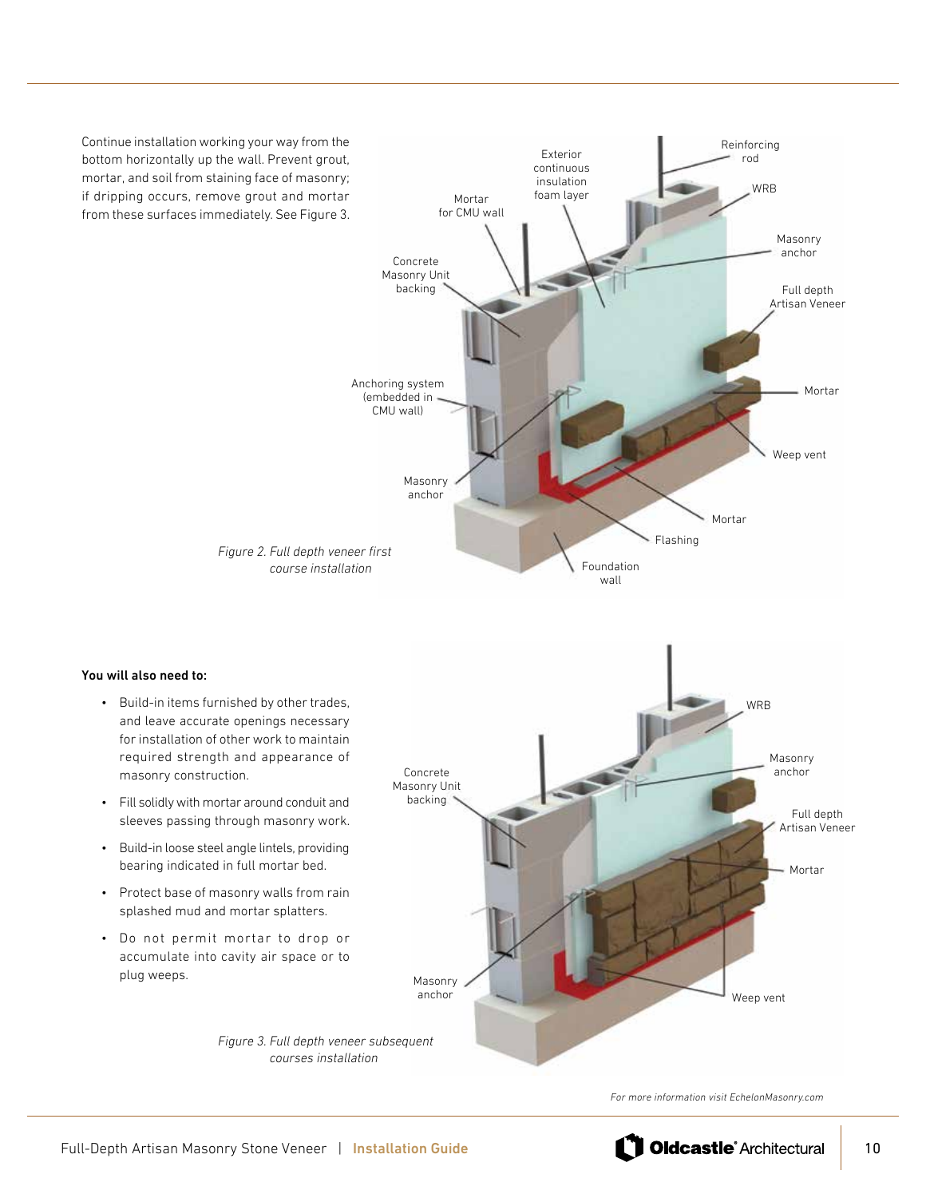Continue installation working your way from the bottom horizontally up the wall. Prevent grout, mortar, and soil from staining face of masonry; if dripping occurs, remove grout and mortar from these surfaces immediately. See Figure 3.

*Figure 2. Full depth veneer first course installation*

**You will also need to:**

- Build-in items furnished by other trades, and leave accurate openings necessary for installation of other work to maintain required strength and appearance of masonry construction.
- Fill solidly with mortar around conduit and sleeves passing through masonry work.
- Build-in loose steel angle lintels, providing bearing indicated in full mortar bed.
- Protect base of masonry walls from rain splashed mud and mortar splatters.
- Do not permit mortar to drop or accumulate into cavity air space or to plug weeps.

*Figure 3. Full depth veneer subsequent courses installation*

*For more information visit EchelonMasonry.com*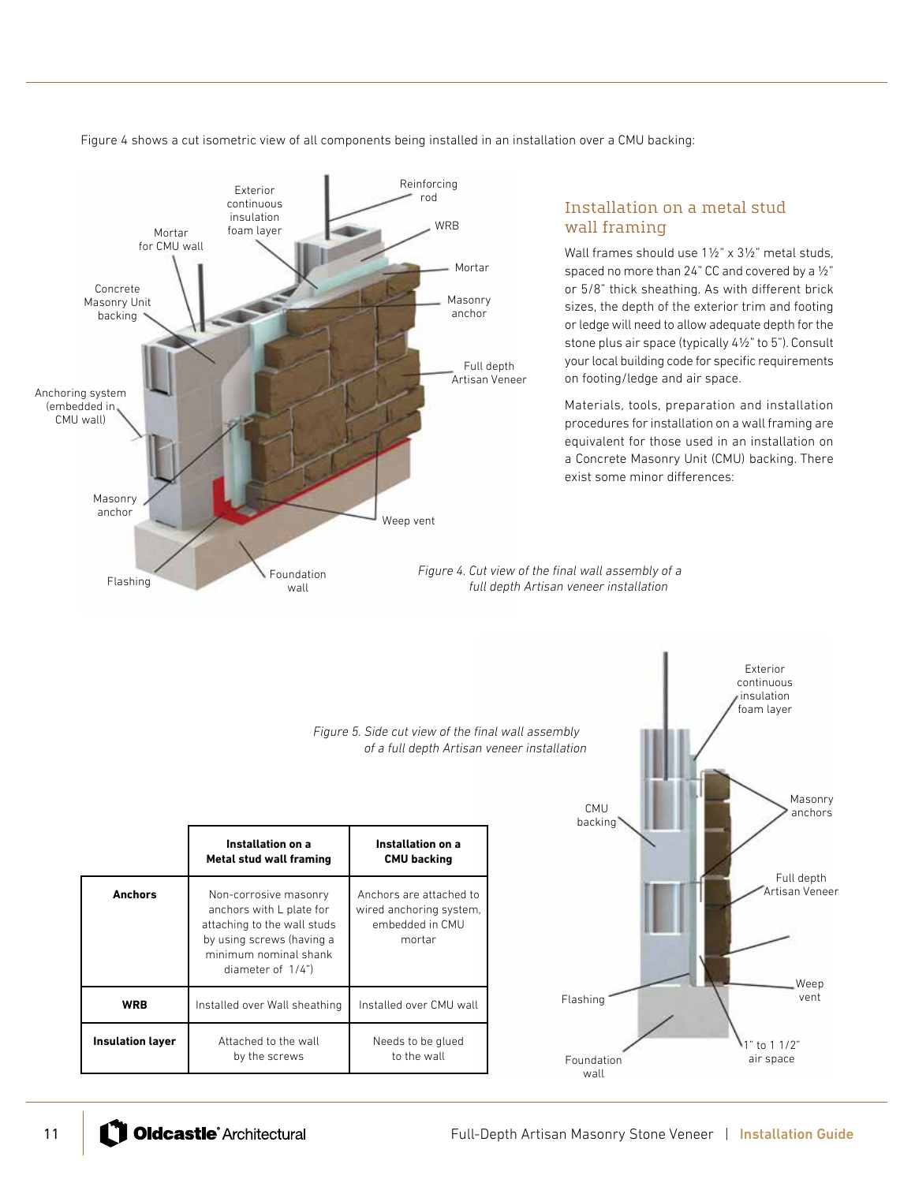Figure 4 shows a cut isometric view of all components being installed in an installation over a CMU backing:

Reinforcing rod

Exterior continuous insulation foam layer

Mortar for CMU wall

WRB

Mortar

Concrete Masonry Unit backing

Masonry anchor

Full depth Artisan Veneer

Anchoring system (embedded in CMU wall)

Masonry anchor

Weep vent

Flashing

Foundation wall

*Figure 4. Cut view of the final wall assembly of a full depth Artisan veneer installation*

## Installation on a metal stud wall framing

Wall frames should use 1½" x 3½" metal studs, spaced no more than 24" CC and covered by a ½" or 5/8" thick sheathing. As with different brick sizes, the depth of the exterior trim and footing or ledge will need to allow adequate depth for the stone plus air space (typically 4½" to 5"). Consult your local building code for specific requirements on footing/ledge and air space.

Materials, tools, preparation and installation procedures for installation on a wall framing are equivalent for those used in an installation on a Concrete Masonry Unit (CMU) backing. There exist some minor differences:

*Figure 5. Side cut view of the final wall assembly of a full depth Artisan veneer installation*

Exterior continuous insulation foam layer

CMU backing

Masonry anchors

Full depth Artisan Veneer

Flashing

Weep vent

Foundation wall

1" to 1 1/2" air space

| | Installation on a Metal stud wall framing | Installation on a CMU backing |
|---|---|---|
| **Anchors** | Non-corrosive masonry anchors with L plate for attaching to the wall studs by using screws (having a minimum nominal shank diameter of 1/4") | Anchors are attached to wired anchoring system, embedded in CMU mortar |
| **WRB** | Installed over Wall sheathing | Installed over CMU wall |
| **Insulation layer** | Attached to the wall by the screws | Needs to be glued to the wall |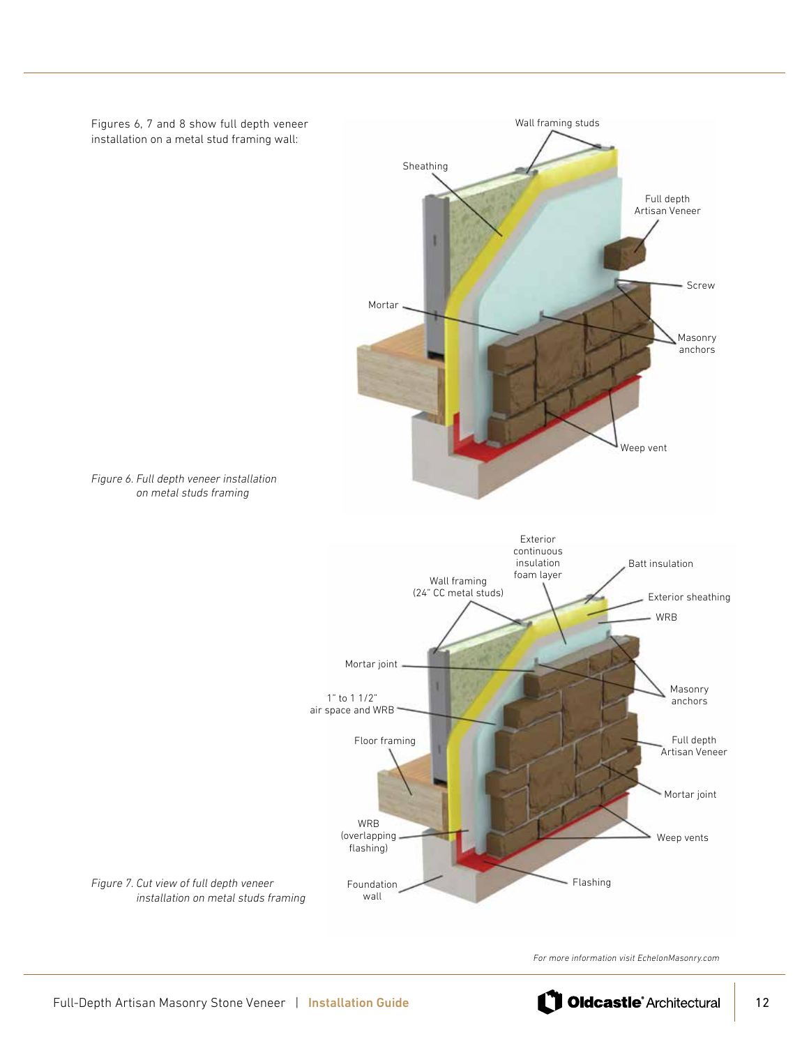Figures 6, 7 and 8 show full depth veneer installation on a metal stud framing wall:

*Figure 6. Full depth veneer installation on metal studs framing*

*Figure 7. Cut view of full depth veneer installation on metal studs framing*

*For more information visit EchelonMasonry.com*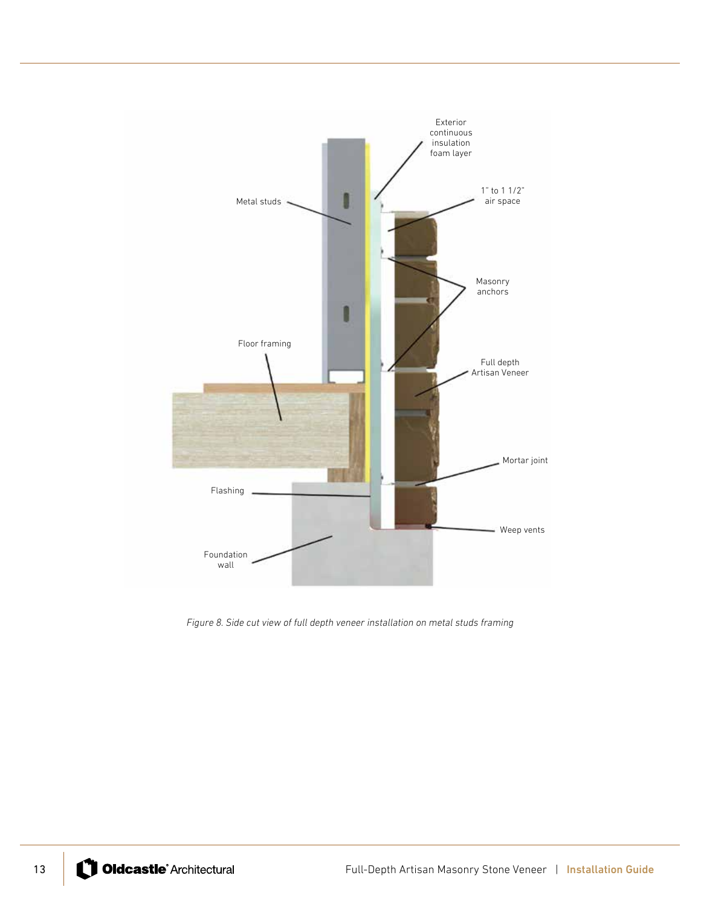Exterior continuous insulation foam layer

Metal studs

1" to 1 1/2" air space

Masonry anchors

Floor framing

Full depth Artisan Veneer

Mortar joint

Flashing

Weep vents

Foundation wall

*Figure 8. Side cut view of full depth veneer installation on metal studs framing*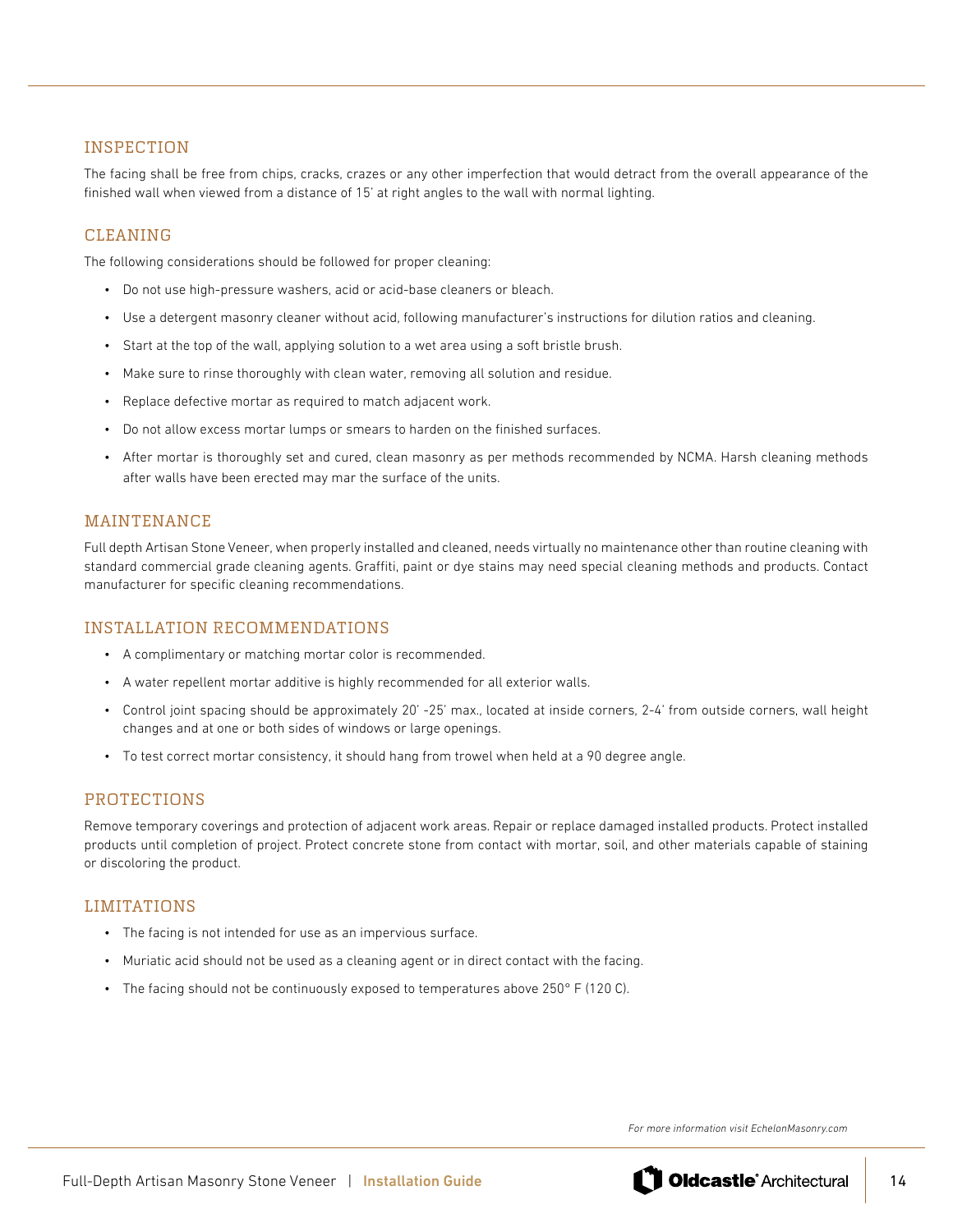## INSPECTION

The facing shall be free from chips, cracks, crazes or any other imperfection that would detract from the overall appearance of the finished wall when viewed from a distance of 15' at right angles to the wall with normal lighting.

## CLEANING

The following considerations should be followed for proper cleaning:

- Do not use high-pressure washers, acid or acid-base cleaners or bleach.
- Use a detergent masonry cleaner without acid, following manufacturer's instructions for dilution ratios and cleaning.
- Start at the top of the wall, applying solution to a wet area using a soft bristle brush.
- Make sure to rinse thoroughly with clean water, removing all solution and residue.
- Replace defective mortar as required to match adjacent work.
- Do not allow excess mortar lumps or smears to harden on the finished surfaces.
- After mortar is thoroughly set and cured, clean masonry as per methods recommended by NCMA. Harsh cleaning methods after walls have been erected may mar the surface of the units.

## MAINTENANCE

Full depth Artisan Stone Veneer, when properly installed and cleaned, needs virtually no maintenance other than routine cleaning with standard commercial grade cleaning agents. Graffiti, paint or dye stains may need special cleaning methods and products. Contact manufacturer for specific cleaning recommendations.

## INSTALLATION RECOMMENDATIONS

- A complimentary or matching mortar color is recommended.
- A water repellent mortar additive is highly recommended for all exterior walls.
- Control joint spacing should be approximately 20' -25' max., located at inside corners, 2-4' from outside corners, wall height changes and at one or both sides of windows or large openings.
- To test correct mortar consistency, it should hang from trowel when held at a 90 degree angle.

## PROTECTIONS

Remove temporary coverings and protection of adjacent work areas. Repair or replace damaged installed products. Protect installed products until completion of project. Protect concrete stone from contact with mortar, soil, and other materials capable of staining or discoloring the product.

## LIMITATIONS

- The facing is not intended for use as an impervious surface.
- Muriatic acid should not be used as a cleaning agent or in direct contact with the facing.
- The facing should not be continuously exposed to temperatures above 250° F (120 C).

*For more information visit EchelonMasonry.com*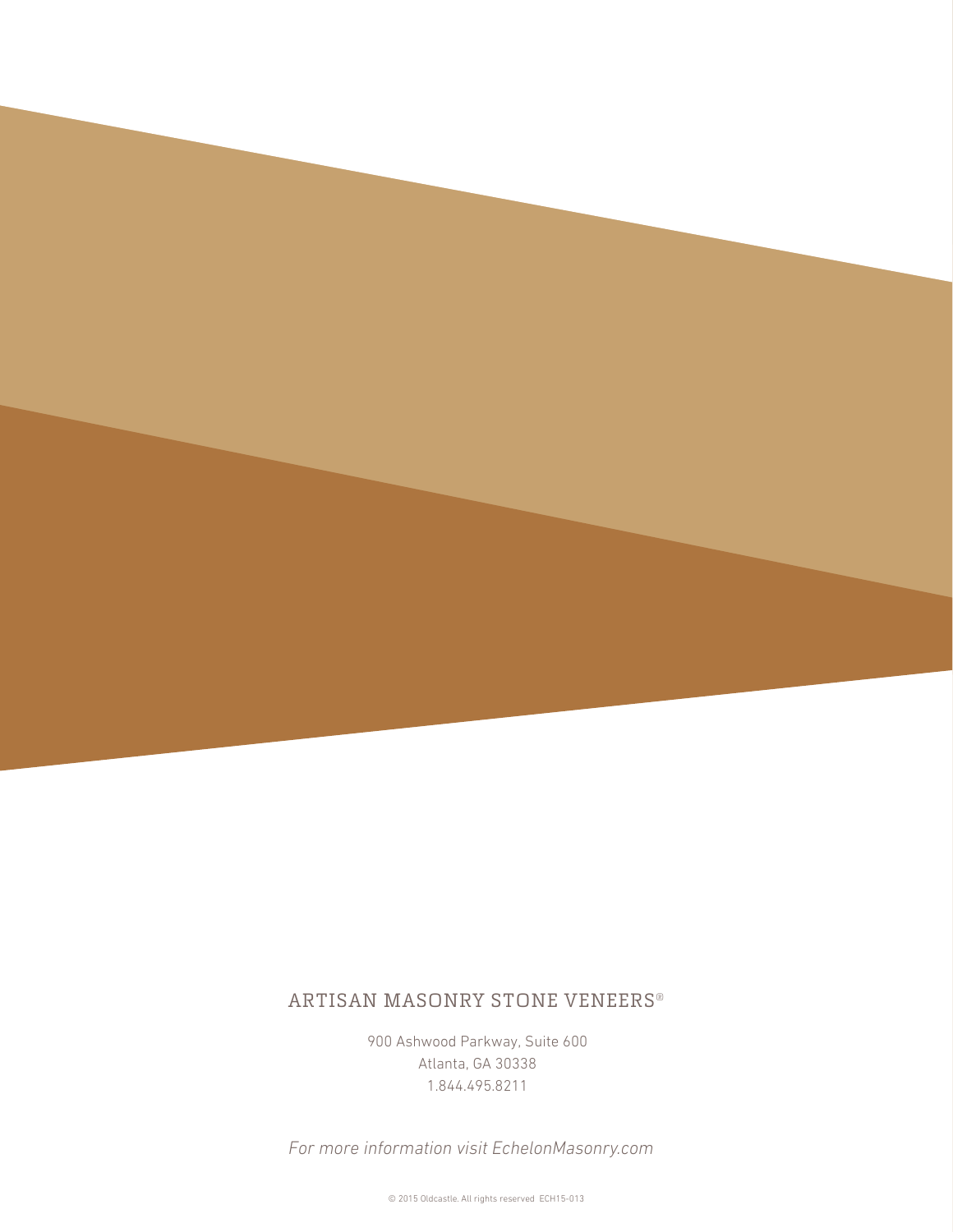ARTISAN MASONRY STONE VENEERS®

900 Ashwood Parkway, Suite 600
Atlanta, GA 30338
1.844.495.8211

*For more information visit EchelonMasonry.com*

© 2015 Oldcastle. All rights reserved ECH15-013